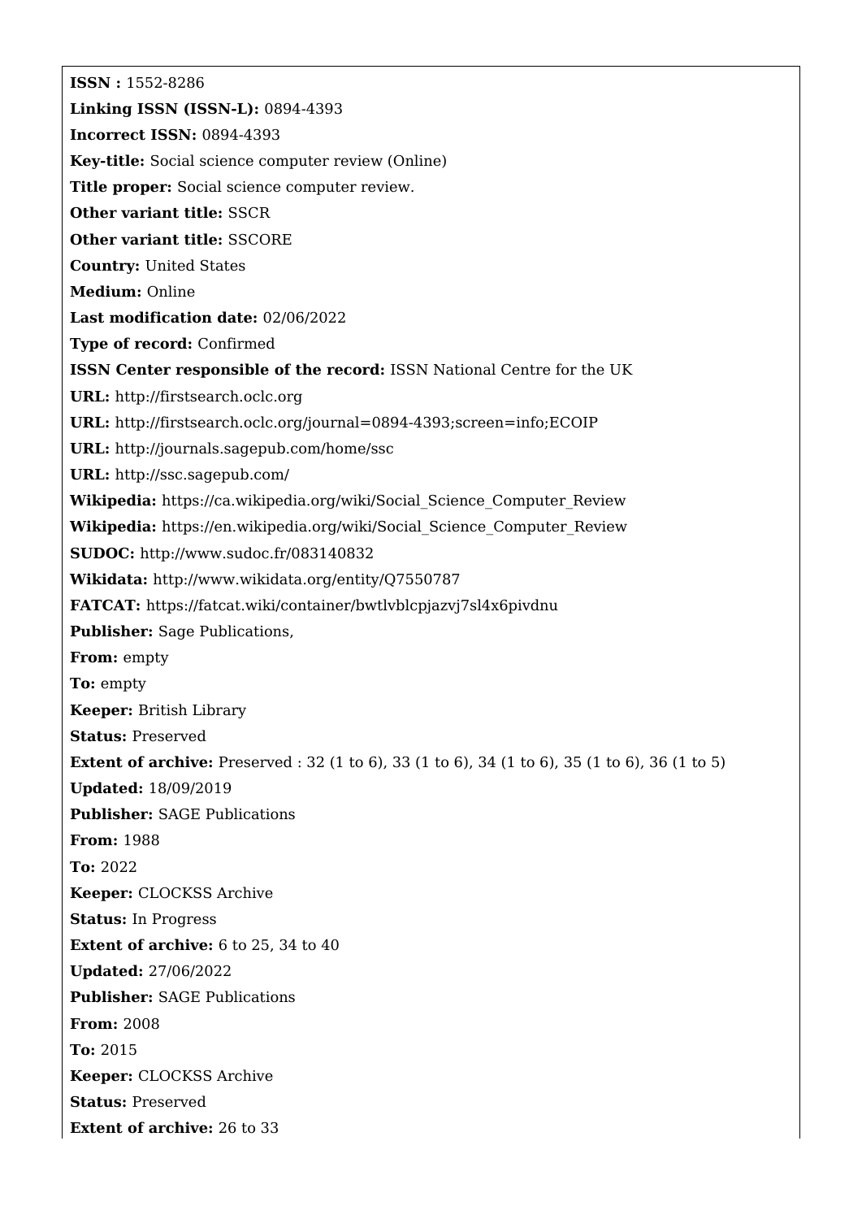**ISSN :** 1552-8286

**Linking ISSN (ISSN-L):** 0894-4393

**Incorrect ISSN:** 0894-4393

**Key-title:** Social science computer review (Online)

**Title proper:** Social science computer review.

**Other variant title:** SSCR

**Other variant title:** SSCORE

**Country:** United States

**Medium:** Online

**Last modification date:** 02/06/2022

**Type of record:** Confirmed

**ISSN Center responsible of the record:** ISSN National Centre for the UK

**URL:** http://firstsearch.oclc.org

**URL:** http://firstsearch.oclc.org/journal=0894-4393;screen=info;ECOIP

**URL:** http://journals.sagepub.com/home/ssc

**URL:** http://ssc.sagepub.com/

**Wikipedia:** https://ca.wikipedia.org/wiki/Social_Science_Computer_Review

**Wikipedia:** https://en.wikipedia.org/wiki/Social_Science_Computer_Review

**SUDOC:** http://www.sudoc.fr/083140832

**Wikidata:** http://www.wikidata.org/entity/Q7550787

**FATCAT:** https://fatcat.wiki/container/bwtlvblcpjazvj7sl4x6pivdnu

**Publisher:** Sage Publications,

**From:** empty

**To:** empty

**Keeper:** British Library

**Status:** Preserved

**Extent of archive:** Preserved : 32 (1 to 6), 33 (1 to 6), 34 (1 to 6), 35 (1 to 6), 36 (1 to 5)

**Updated:** 18/09/2019

**Publisher:** SAGE Publications

**From:** 1988

**To:** 2022

**Keeper:** CLOCKSS Archive

**Status:** In Progress

**Extent of archive:** 6 to 25, 34 to 40

**Updated:** 27/06/2022

**Publisher:** SAGE Publications

**From:** 2008

**To:** 2015

**Keeper:** CLOCKSS Archive

**Status:** Preserved

**Extent of archive:** 26 to 33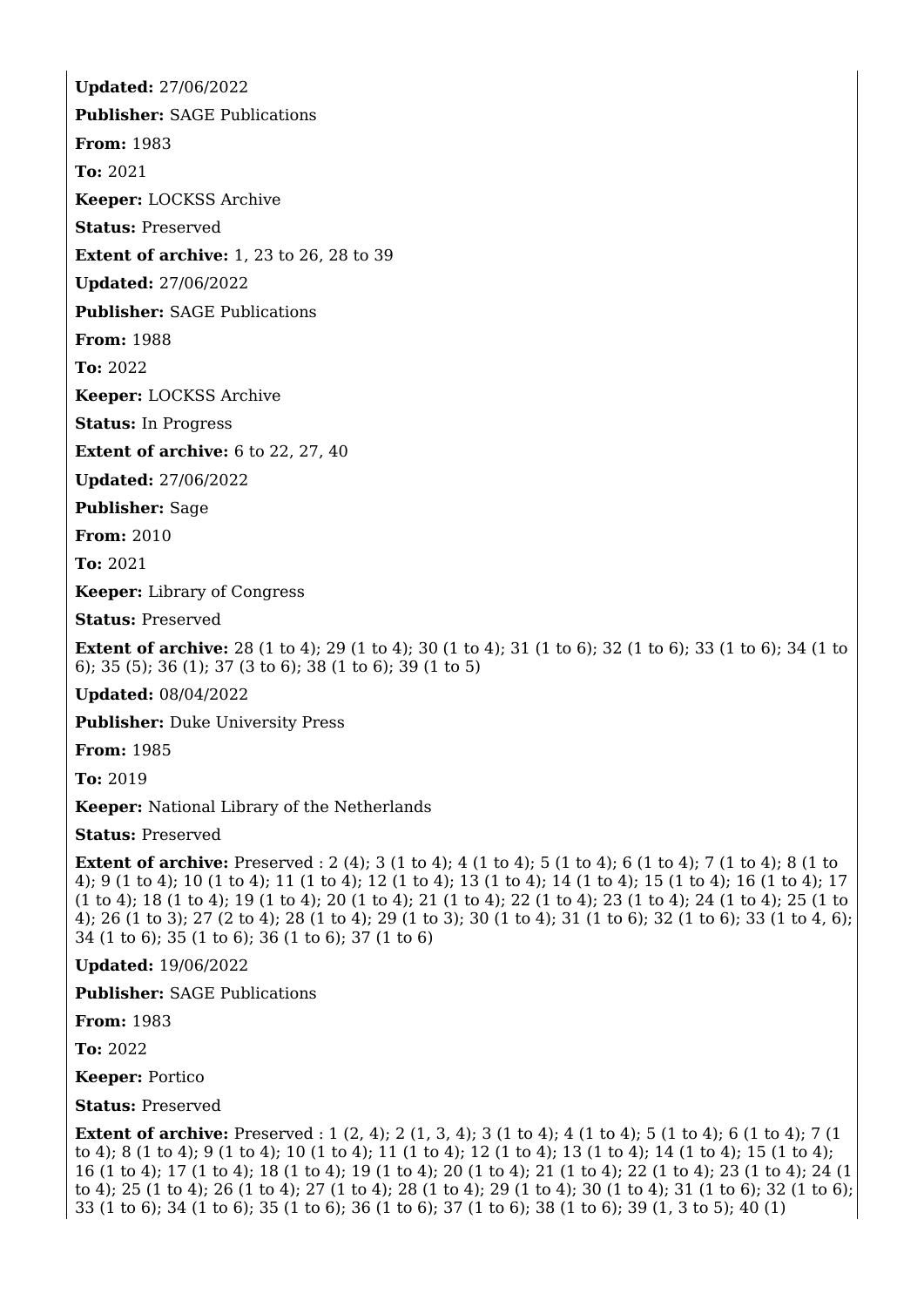**Updated:** 27/06/2022

**Publisher:** SAGE Publications

**From:** 1983

**To:** 2021

**Keeper:** LOCKSS Archive

**Status:** Preserved

**Extent of archive:** 1, 23 to 26, 28 to 39

**Updated:** 27/06/2022

**Publisher:** SAGE Publications

**From:** 1988

**To:** 2022

**Keeper:** LOCKSS Archive

**Status:** In Progress

**Extent of archive:** 6 to 22, 27, 40

**Updated:** 27/06/2022

**Publisher:** Sage

**From:** 2010

**To:** 2021

**Keeper:** Library of Congress

**Status:** Preserved

**Extent of archive:** 28 (1 to 4); 29 (1 to 4); 30 (1 to 4); 31 (1 to 6); 32 (1 to 6); 33 (1 to 6); 34 (1 to 6); 35 (5); 36 (1); 37 (3 to 6); 38 (1 to 6); 39 (1 to 5)

**Updated:** 08/04/2022

**Publisher:** Duke University Press

**From:** 1985

**To:** 2019

**Keeper:** National Library of the Netherlands

**Status:** Preserved

**Extent of archive:** Preserved : 2 (4); 3 (1 to 4); 4 (1 to 4); 5 (1 to 4); 6 (1 to 4); 7 (1 to 4); 8 (1 to 4); 9 (1 to 4); 10 (1 to 4); 11 (1 to 4); 12 (1 to 4); 13 (1 to 4); 14 (1 to 4); 15 (1 to 4); 16 (1 to 4); 17 (1 to 4); 18 (1 to 4); 19 (1 to 4); 20 (1 to 4); 21 (1 to 4); 22 (1 to 4); 23 (1 to 4); 24 (1 to 4); 25 (1 to 4); 26 (1 to 3); 27 (2 to 4); 28 (1 to 4); 29 (1 to 3); 30 (1 to 4); 31 (1 to 6); 32 (1 to 6); 33 (1 to 4, 6); 34 (1 to 6); 35 (1 to 6); 36 (1 to 6); 37 (1 to 6)

**Updated:** 19/06/2022

**Publisher:** SAGE Publications

**From:** 1983

**To:** 2022

**Keeper:** Portico

**Status:** Preserved

**Extent of archive:** Preserved : 1 (2, 4); 2 (1, 3, 4); 3 (1 to 4); 4 (1 to 4); 5 (1 to 4); 6 (1 to 4); 7 (1 to 4); 8 (1 to 4); 9 (1 to 4); 10 (1 to 4); 11 (1 to 4); 12 (1 to 4); 13 (1 to 4); 14 (1 to 4); 15 (1 to 4); 16 (1 to 4); 17 (1 to 4); 18 (1 to 4); 19 (1 to 4); 20 (1 to 4); 21 (1 to 4); 22 (1 to 4); 23 (1 to 4); 24 (1 to 4); 25 (1 to 4); 26 (1 to 4); 27 (1 to 4); 28 (1 to 4); 29 (1 to 4); 30 (1 to 4); 31 (1 to 6); 32 (1 to 6); 33 (1 to 6); 34 (1 to 6); 35 (1 to 6); 36 (1 to 6); 37 (1 to 6); 38 (1 to 6); 39 (1, 3 to 5); 40 (1)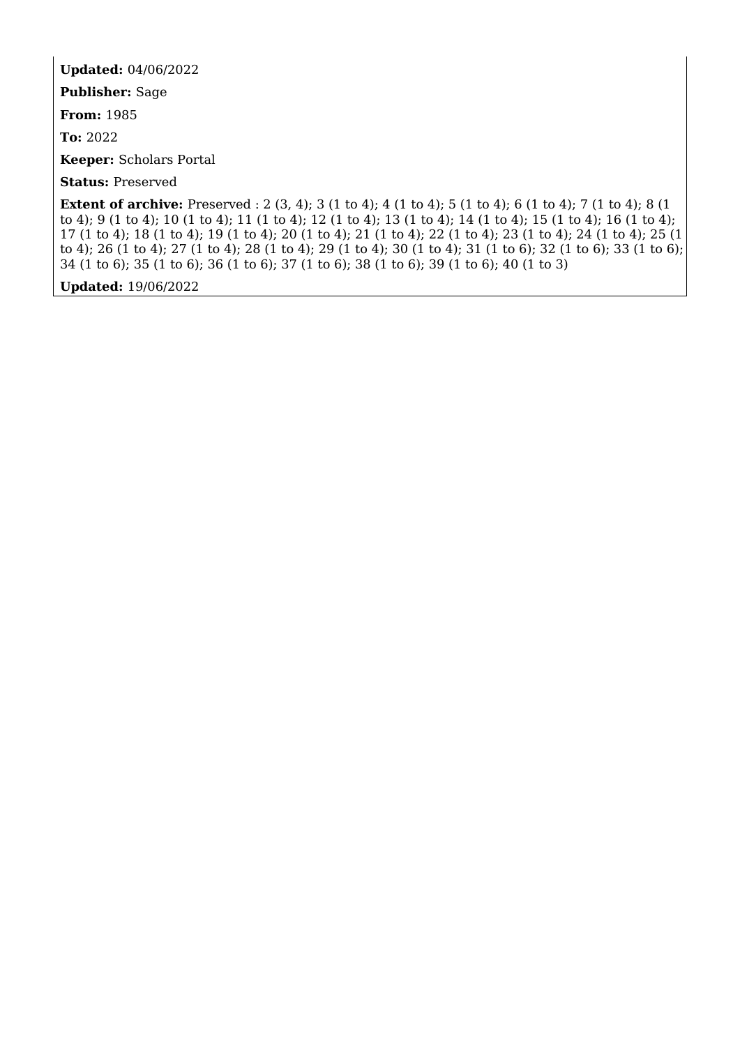**Updated:** 04/06/2022

**Publisher:** Sage

**From:** 1985

**To:** 2022

**Keeper:** Scholars Portal

**Status:** Preserved

**Extent of archive:** Preserved : 2 (3, 4); 3 (1 to 4); 4 (1 to 4); 5 (1 to 4); 6 (1 to 4); 7 (1 to 4); 8 (1 to 4); 9 (1 to 4); 10 (1 to 4); 11 (1 to 4); 12 (1 to 4); 13 (1 to 4); 14 (1 to 4); 15 (1 to 4); 16 (1 to 4); 17 (1 to 4); 18 (1 to 4); 19 (1 to 4); 20 (1 to 4); 21 (1 to 4); 22 (1 to 4); 23 (1 to 4); 24 (1 to 4); 25 (1 to 4); 26 (1 to 4); 27 (1 to 4); 28 (1 to 4); 29 (1 to 4); 30 (1 to 4); 31 (1 to 6); 32 (1 to 6); 33 (1 to 6); 34 (1 to 6); 35 (1 to 6); 36 (1 to 6); 37 (1 to 6); 38 (1 to 6); 39 (1 to 6); 40 (1 to 3)

**Updated:** 19/06/2022